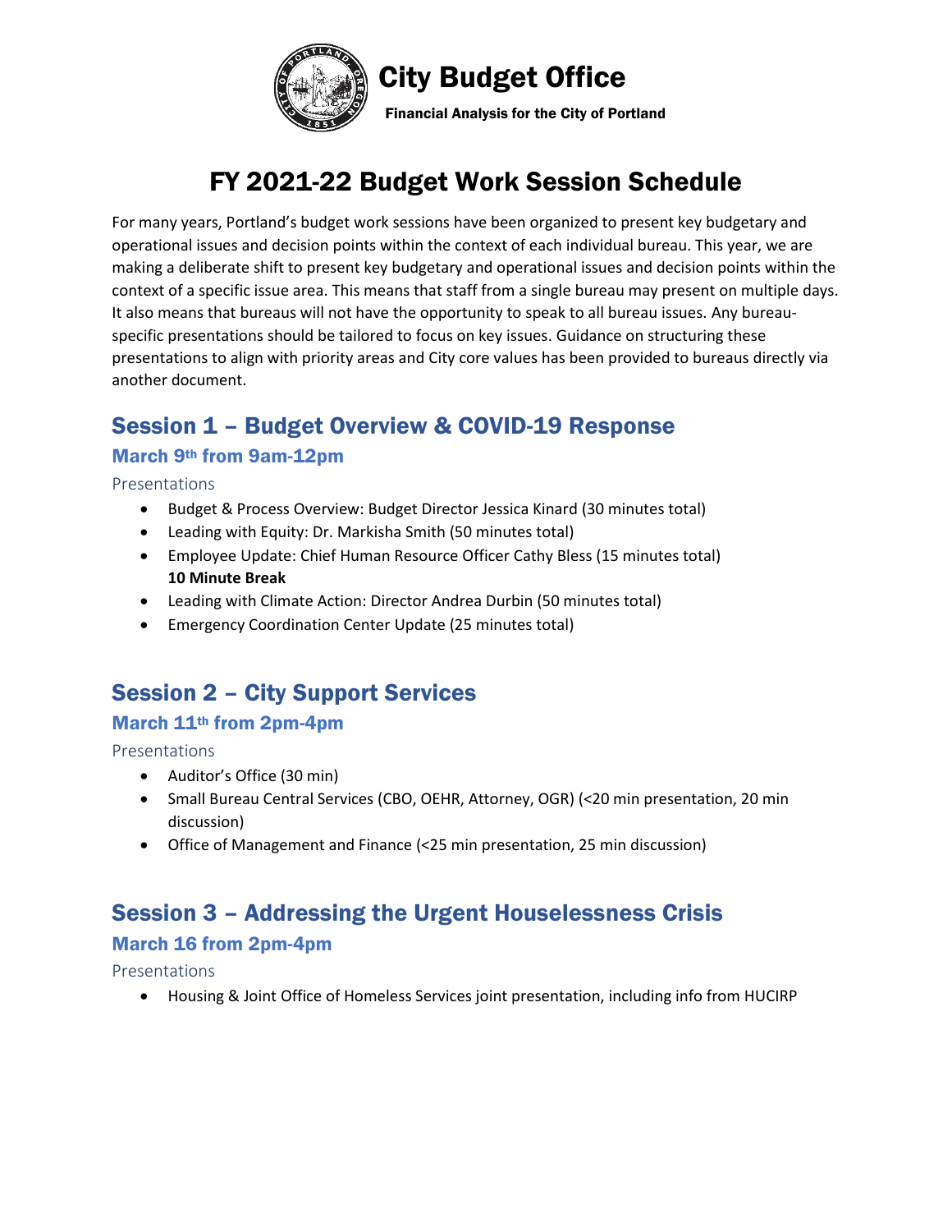# City Budget Office

**Financial Analysis for the City of Portland**

# FY 2021-22 Budget Work Session Schedule

For many years, Portland's budget work sessions have been organized to present key budgetary and operational issues and decision points within the context of each individual bureau. This year, we are making a deliberate shift to present key budgetary and operational issues and decision points within the context of a specific issue area. This means that staff from a single bureau may present on multiple days. It also means that bureaus will not have the opportunity to speak to all bureau issues. Any bureau-specific presentations should be tailored to focus on key issues. Guidance on structuring these presentations to align with priority areas and City core values has been provided to bureaus directly via another document.

## Session 1 – Budget Overview & COVID-19 Response

### March 9th from 9am-12pm

Presentations

- Budget & Process Overview: Budget Director Jessica Kinard (30 minutes total)
- Leading with Equity: Dr. Markisha Smith (50 minutes total)
- Employee Update: Chief Human Resource Officer Cathy Bless (15 minutes total)
  **10 Minute Break**
- Leading with Climate Action: Director Andrea Durbin (50 minutes total)
- Emergency Coordination Center Update (25 minutes total)

## Session 2 – City Support Services

### March 11th from 2pm-4pm

Presentations

- Auditor's Office (30 min)
- Small Bureau Central Services (CBO, OEHR, Attorney, OGR) (<20 min presentation, 20 min discussion)
- Office of Management and Finance (<25 min presentation, 25 min discussion)

## Session 3 – Addressing the Urgent Houselessness Crisis

### March 16 from 2pm-4pm

Presentations

- Housing & Joint Office of Homeless Services joint presentation, including info from HUCIRP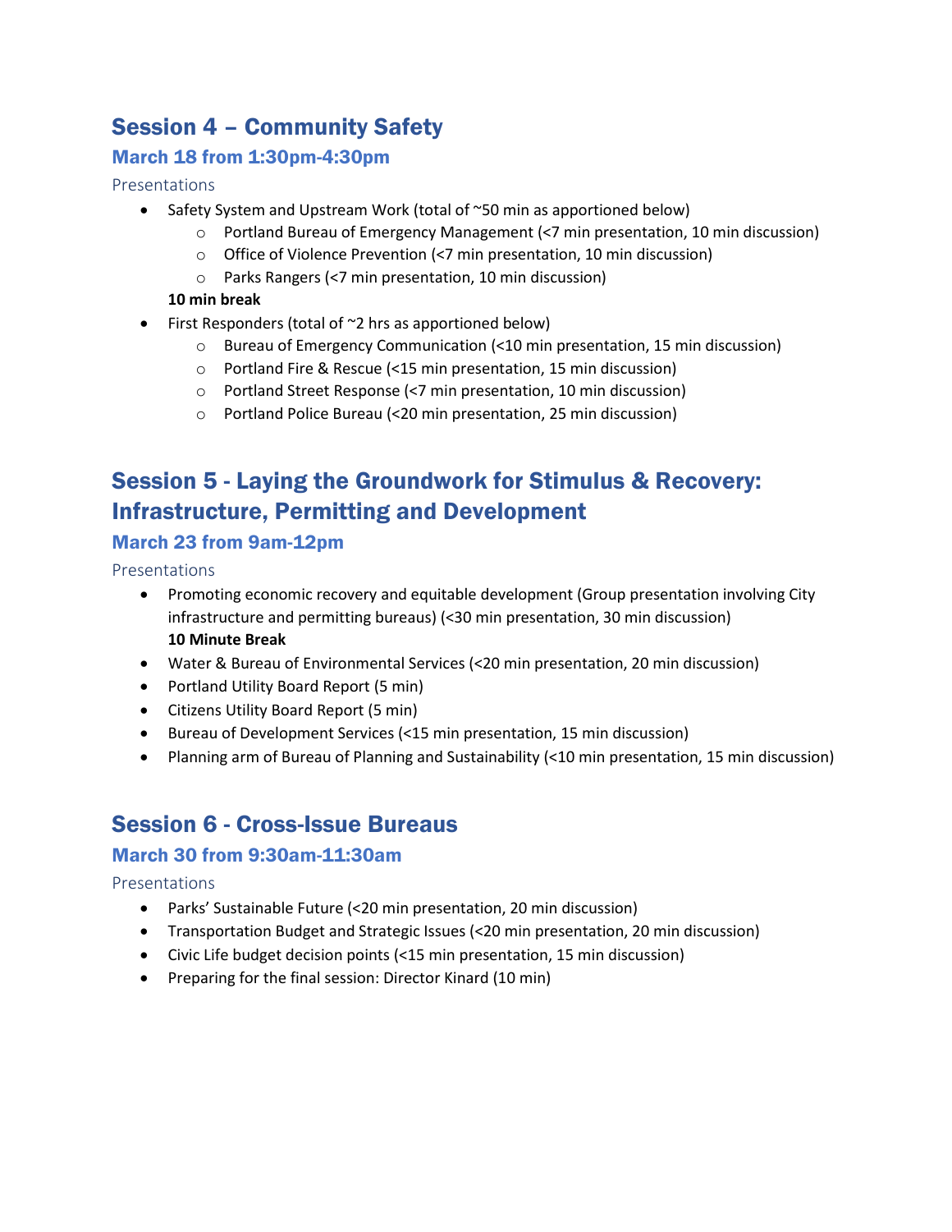## Session 4 – Community Safety

### March 18 from 1:30pm-4:30pm

Presentations

- Safety System and Upstream Work (total of ~50 min as apportioned below)
  - Portland Bureau of Emergency Management (<7 min presentation, 10 min discussion)
  - Office of Violence Prevention (<7 min presentation, 10 min discussion)
  - Parks Rangers (<7 min presentation, 10 min discussion)

  **10 min break**
- First Responders (total of ~2 hrs as apportioned below)
  - Bureau of Emergency Communication (<10 min presentation, 15 min discussion)
  - Portland Fire & Rescue (<15 min presentation, 15 min discussion)
  - Portland Street Response (<7 min presentation, 10 min discussion)
  - Portland Police Bureau (<20 min presentation, 25 min discussion)

## Session 5 - Laying the Groundwork for Stimulus & Recovery: Infrastructure, Permitting and Development

### March 23 from 9am-12pm

Presentations

- Promoting economic recovery and equitable development (Group presentation involving City infrastructure and permitting bureaus) (<30 min presentation, 30 min discussion)

  **10 Minute Break**
- Water & Bureau of Environmental Services (<20 min presentation, 20 min discussion)
- Portland Utility Board Report (5 min)
- Citizens Utility Board Report (5 min)
- Bureau of Development Services (<15 min presentation, 15 min discussion)
- Planning arm of Bureau of Planning and Sustainability (<10 min presentation, 15 min discussion)

## Session 6 - Cross-Issue Bureaus

### March 30 from 9:30am-11:30am

Presentations

- Parks' Sustainable Future (<20 min presentation, 20 min discussion)
- Transportation Budget and Strategic Issues (<20 min presentation, 20 min discussion)
- Civic Life budget decision points (<15 min presentation, 15 min discussion)
- Preparing for the final session: Director Kinard (10 min)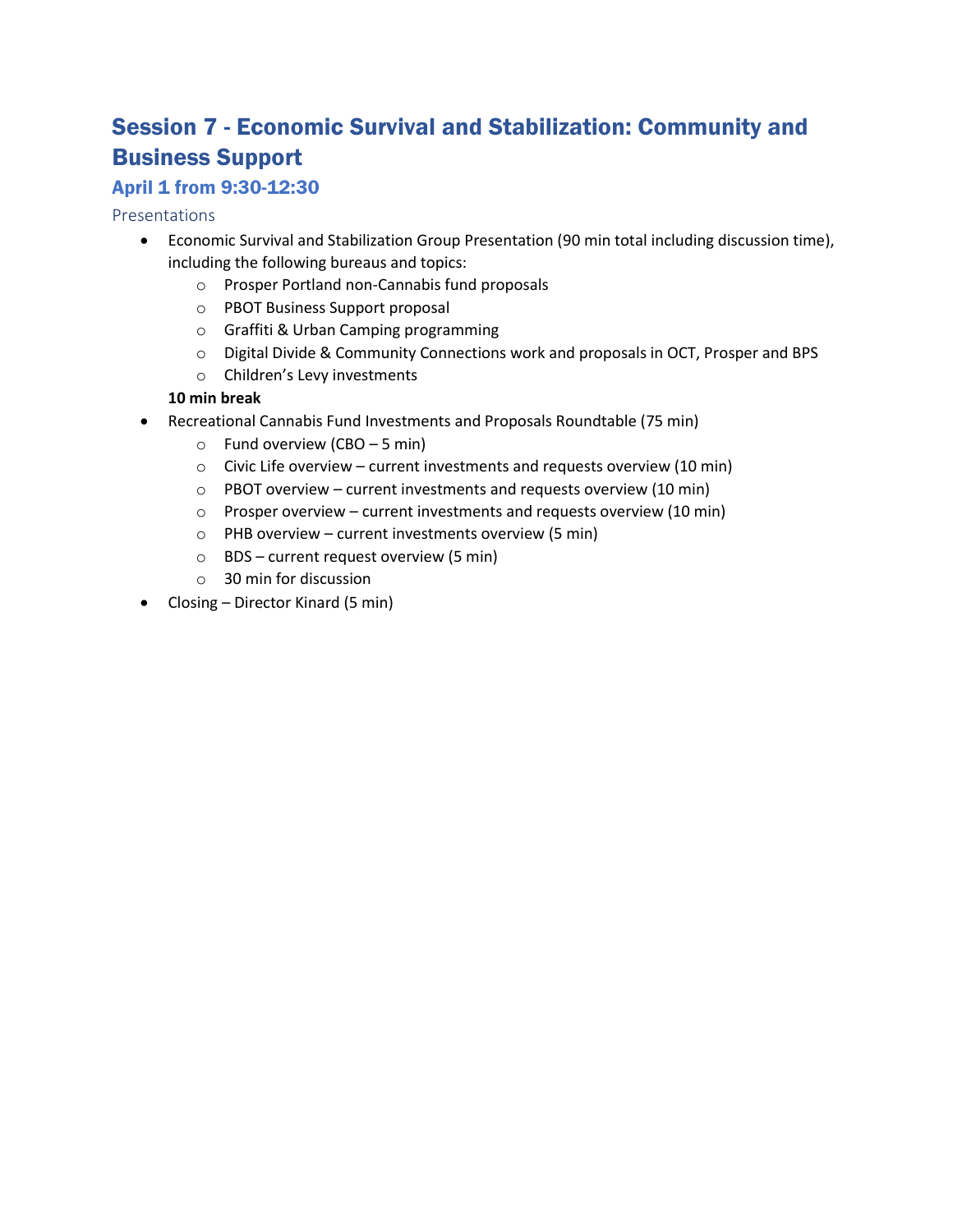## Session 7 - Economic Survival and Stabilization: Community and Business Support

### April 1 from 9:30-12:30

Presentations

- Economic Survival and Stabilization Group Presentation (90 min total including discussion time), including the following bureaus and topics:
    - Prosper Portland non-Cannabis fund proposals
    - PBOT Business Support proposal
    - Graffiti & Urban Camping programming
    - Digital Divide & Community Connections work and proposals in OCT, Prosper and BPS
    - Children's Levy investments

  **10 min break**
- Recreational Cannabis Fund Investments and Proposals Roundtable (75 min)
    - Fund overview (CBO – 5 min)
    - Civic Life overview – current investments and requests overview (10 min)
    - PBOT overview – current investments and requests overview (10 min)
    - Prosper overview – current investments and requests overview (10 min)
    - PHB overview – current investments overview (5 min)
    - BDS – current request overview (5 min)
    - 30 min for discussion
- Closing – Director Kinard (5 min)